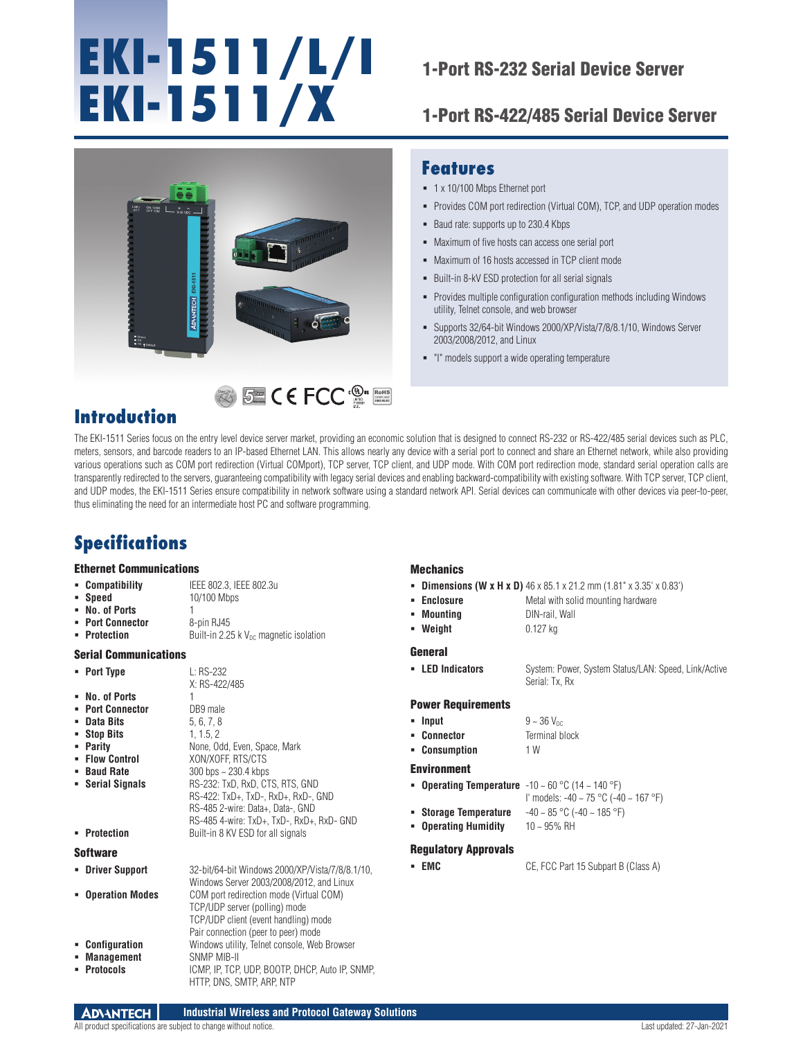# EKI-1511/L/I
# EKI-1511/X

## 1-Port RS-232 Serial Device Server

## 1-Port RS-422/485 Serial Device Server

## Features

- 1 x 10/100 Mbps Ethernet port
- Provides COM port redirection (Virtual COM), TCP, and UDP operation modes
- Baud rate: supports up to 230.4 Kbps
- Maximum of five hosts can access one serial port
- Maximum of 16 hosts accessed in TCP client mode
- Built-in 8-kV ESD protection for all serial signals
- Provides multiple configuration configuration methods including Windows utility, Telnet console, and web browser
- Supports 32/64-bit Windows 2000/XP/Vista/7/8/8.1/10, Windows Server 2003/2008/2012, and Linux
- "I" models support a wide operating temperature

## Introduction

The EKI-1511 Series focus on the entry level device server market, providing an economic solution that is designed to connect RS-232 or RS-422/485 serial devices such as PLC, meters, sensors, and barcode readers to an IP-based Ethernet LAN. This allows nearly any device with a serial port to connect and share an Ethernet network, while also providing various operations such as COM port redirection (Virtual COMport), TCP server, TCP client, and UDP mode. With COM port redirection mode, standard serial operation calls are transparently redirected to the servers, guaranteeing compatibility with legacy serial devices and enabling backward-compatibility with existing software. With TCP server, TCP client, and UDP modes, the EKI-1511 Series ensure compatibility in network software using a standard network API. Serial devices can communicate with other devices via peer-to-peer, thus eliminating the need for an intermediate host PC and software programming.

## Specifications

### Ethernet Communications

- **Compatibility** IEEE 802.3, IEEE 802.3u
- **Speed** 10/100 Mbps
- **No. of Ports** 1
- **Port Connector** 8-pin RJ45
- **Protection** Built-in 2.25 k $V_{DC}$ magnetic isolation

### Serial Communications

- **Port Type** L: RS-232
  X: RS-422/485
- **No. of Ports** 1
- **Port Connector** DB9 male
- **Data Bits** 5, 6, 7, 8
- **Stop Bits** 1, 1.5, 2
- **Parity** None, Odd, Even, Space, Mark
- **Flow Control** XON/XOFF, RTS/CTS
- **Baud Rate** 300 bps ~ 230.4 kbps
- **Serial Signals** RS-232: TxD, RxD, CTS, RTS, GND
  RS-422: TxD+, TxD-, RxD+, RxD-, GND
  RS-485 2-wire: Data+, Data-, GND
  RS-485 4-wire: TxD+, TxD-, RxD+, RxD- GND
- **Protection** Built-in 8 KV ESD for all signals

### Software

- **Driver Support** 32-bit/64-bit Windows 2000/XP/Vista/7/8/8.1/10, Windows Server 2003/2008/2012, and Linux
- **Operation Modes** COM port redirection mode (Virtual COM)
  TCP/UDP server (polling) mode
  TCP/UDP client (event handling) mode
  Pair connection (peer to peer) mode
- **Configuration** Windows utility, Telnet console, Web Browser
- **Management** SNMP MIB-II
- **Protocols** ICMP, IP, TCP, UDP, BOOTP, DHCP, Auto IP, SNMP, HTTP, DNS, SMTP, ARP, NTP

### Mechanics

- **Dimensions (W x H x D)** 46 x 85.1 x 21.2 mm (1.81" x 3.35' x 0.83')
- **Enclosure** Metal with solid mounting hardware
- **Mounting** DIN-rail, Wall
- **Weight** 0.127 kg

### General

- **LED Indicators** System: Power, System Status/LAN: Speed, Link/Active
  Serial: Tx, Rx

### Power Requirements

- **Input** 9 ~ 36 $V_{DC}$
- **Connector** Terminal block
- **Consumption** 1 W

### Environment

- **Operating Temperature** -10 ~ 60 °C (14 ~ 140 °F)
  I' models: -40 ~ 75 °C (-40 ~ 167 °F)
- **Storage Temperature** -40 ~ 85 °C (-40 ~ 185 °F)
- **Operating Humidity** 10 ~ 95% RH

### Regulatory Approvals

- **EMC** CE, FCC Part 15 Subpart B (Class A)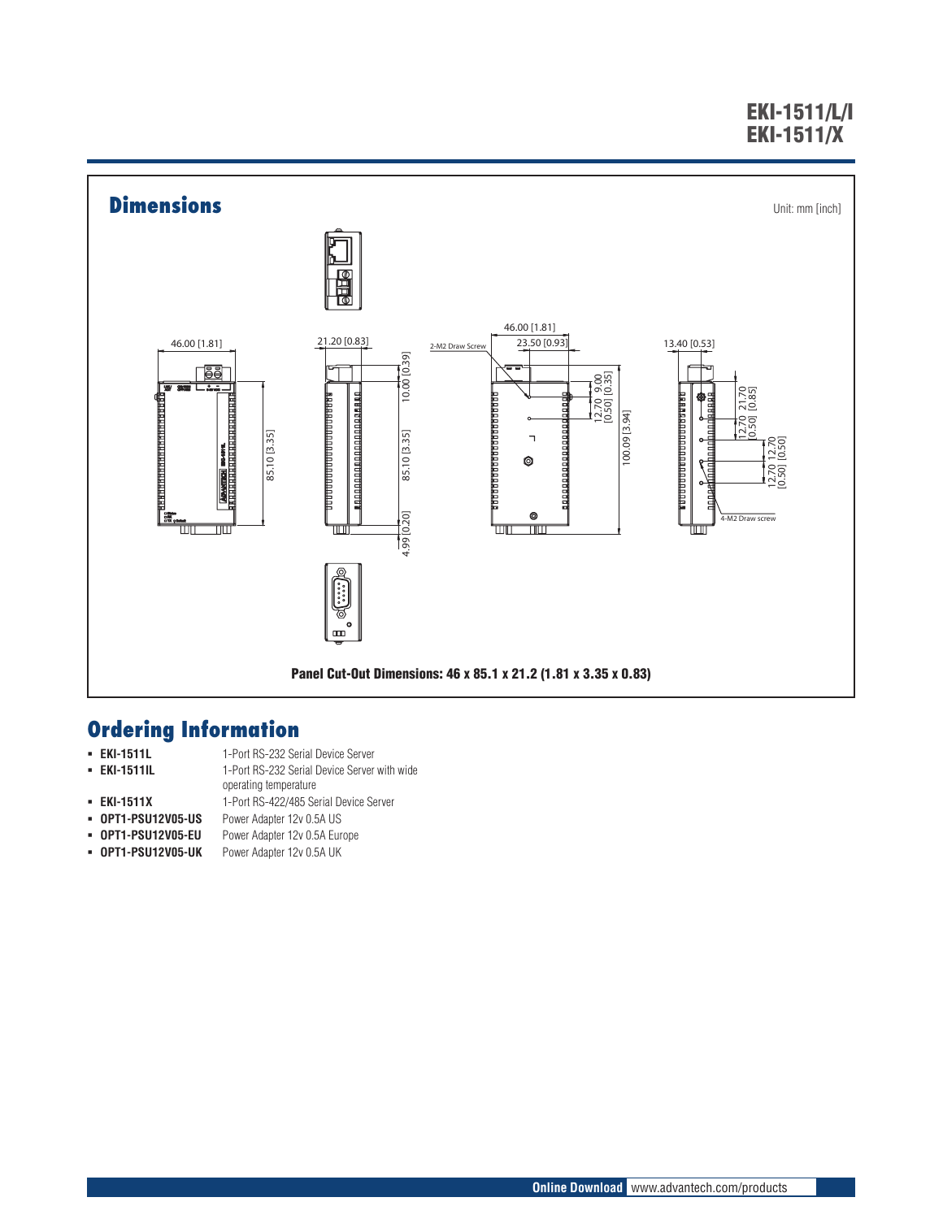# EKI-1511/L/I
# EKI-1511/X

## Dimensions

Unit: mm [inch]

46.00 [1.81]
85.10 [3.35]
21.20 [0.83]
10.00 [0.39]
85.10 [3.35]
4.99 [0.20]
46.00 [1.81]
23.50 [0.93]
2-M2 Draw Screw
12.70 [0.50]
9.00 [0.35]
100.09 [3.94]
13.40 [0.53]
12.70 [0.50]
21.70 [0.85]
12.70 [0.50]
12.70 [0.50]
4-M2 Draw screw

**Panel Cut-Out Dimensions: 46 x 85.1 x 21.2 (1.81 x 3.35 x 0.83)**

## Ordering Information

- **EKI-1511L** 1-Port RS-232 Serial Device Server
- **EKI-1511IL** 1-Port RS-232 Serial Device Server with wide operating temperature
- **EKI-1511X** 1-Port RS-422/485 Serial Device Server
- **OPT1-PSU12V05-US** Power Adapter 12v 0.5A US
- **OPT1-PSU12V05-EU** Power Adapter 12v 0.5A Europe
- **OPT1-PSU12V05-UK** Power Adapter 12v 0.5A UK

**Online Download** www.advantech.com/products